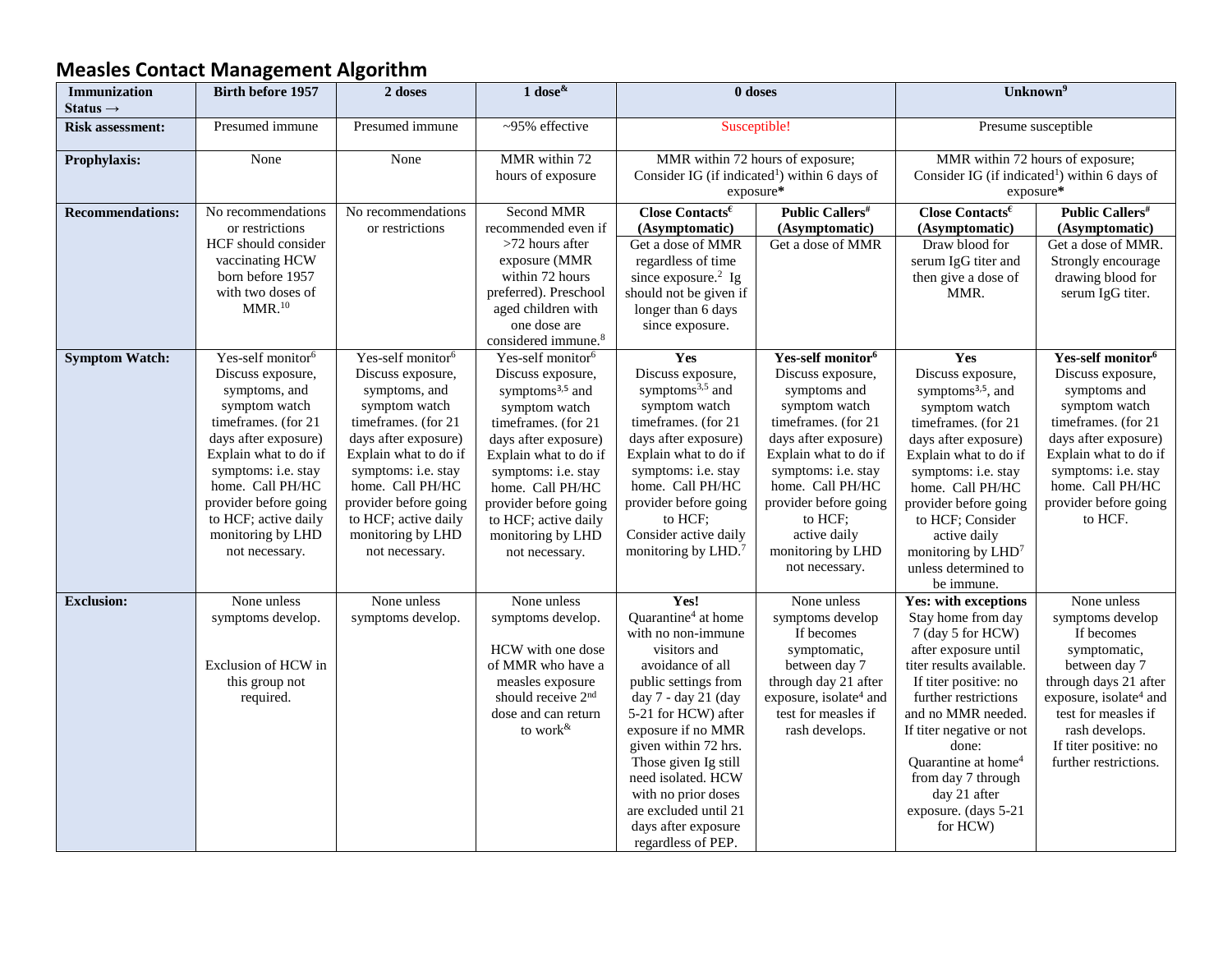# Measles Contact Management Algorithm

| Immunization Status → | Birth before 1957 | 2 doses | 1 dose[&] | 0 doses | | Unknown[9] | |
|---|---|---|---|---|---|---|---|
| **Risk assessment:** | Presumed immune | Presumed immune | ~95% effective | Susceptible! | | Presume susceptible | |
| **Prophylaxis:** | None | None | MMR within 72 hours of exposure | MMR within 72 hours of exposure; Consider IG (if indicated[1]) within 6 days of exposure* | | MMR within 72 hours of exposure; Consider IG (if indicated[1]) within 6 days of exposure* | |
| **Recommendations:** | No recommendations or restrictions HCF should consider vaccinating HCW born before 1957 with two doses of MMR.[10] | No recommendations or restrictions | Second MMR recommended even if >72 hours after exposure (MMR within 72 hours preferred). Preschool aged children with one dose are considered immune.[8] | **Close Contacts[€] (Asymptomatic)** Get a dose of MMR regardless of time since exposure.[2] Ig should not be given if longer than 6 days since exposure. | **Public Callers[#] (Asymptomatic)** Get a dose of MMR | **Close Contacts[€] (Asymptomatic)** Draw blood for serum IgG titer and then give a dose of MMR. | **Public Callers[#] (Asymptomatic)** Get a dose of MMR. Strongly encourage drawing blood for serum IgG titer. |
| **Symptom Watch:** | Yes-self monitor[6] Discuss exposure, symptoms, and symptom watch timeframes. (for 21 days after exposure) Explain what to do if symptoms: i.e. stay home. Call PH/HC provider before going to HCF; active daily monitoring by LHD not necessary. | Yes-self monitor[6] Discuss exposure, symptoms, and symptom watch timeframes. (for 21 days after exposure) Explain what to do if symptoms: i.e. stay home. Call PH/HC provider before going to HCF; active daily monitoring by LHD not necessary. | Yes-self monitor[6] Discuss exposure, symptoms[3,5] and symptom watch timeframes. (for 21 days after exposure) Explain what to do if symptoms: i.e. stay home. Call PH/HC provider before going to HCF; active daily monitoring by LHD not necessary. | **Yes** Discuss exposure, symptoms[3,5] and symptom watch timeframes. (for 21 days after exposure) Explain what to do if symptoms: i.e. stay home. Call PH/HC provider before going to HCF; Consider active daily monitoring by LHD.[7] | **Yes-self monitor[6]** Discuss exposure, symptoms and symptom watch timeframes. (for 21 days after exposure) Explain what to do if symptoms: i.e. stay home. Call PH/HC provider before going to HCF; active daily monitoring by LHD not necessary. | **Yes** Discuss exposure, symptoms[3,5], and symptom watch timeframes. (for 21 days after exposure) Explain what to do if symptoms: i.e. stay home. Call PH/HC provider before going to HCF; Consider active daily monitoring by LHD[7] unless determined to be immune. | **Yes-self monitor[6]** Discuss exposure, symptoms and symptom watch timeframes. (for 21 days after exposure) Explain what to do if symptoms: i.e. stay home. Call PH/HC provider before going to HCF. |
| **Exclusion:** | None unless symptoms develop. Exclusion of HCW in this group not required. | None unless symptoms develop. | None unless symptoms develop. HCW with one dose of MMR who have a measles exposure should receive 2nd dose and can return to work[&] | **Yes!** Quarantine[4] at home with no non-immune visitors and avoidance of all public settings from day 7 - day 21 (day 5-21 for HCW) after exposure if no MMR given within 72 hrs. Those given Ig still need isolated. HCW with no prior doses are excluded until 21 days after exposure regardless of PEP. | None unless symptoms develop If becomes symptomatic, between day 7 through day 21 after exposure, isolate[4] and test for measles if rash develops. | **Yes: with exceptions** Stay home from day 7 (day 5 for HCW) after exposure until titer results available. If titer positive: no further restrictions and no MMR needed. If titer negative or not done: Quarantine at home[4] from day 7 through day 21 after exposure. (days 5-21 for HCW) | None unless symptoms develop If becomes symptomatic, between day 7 through days 21 after exposure, isolate[4] and test for measles if rash develops. If titer positive: no further restrictions. |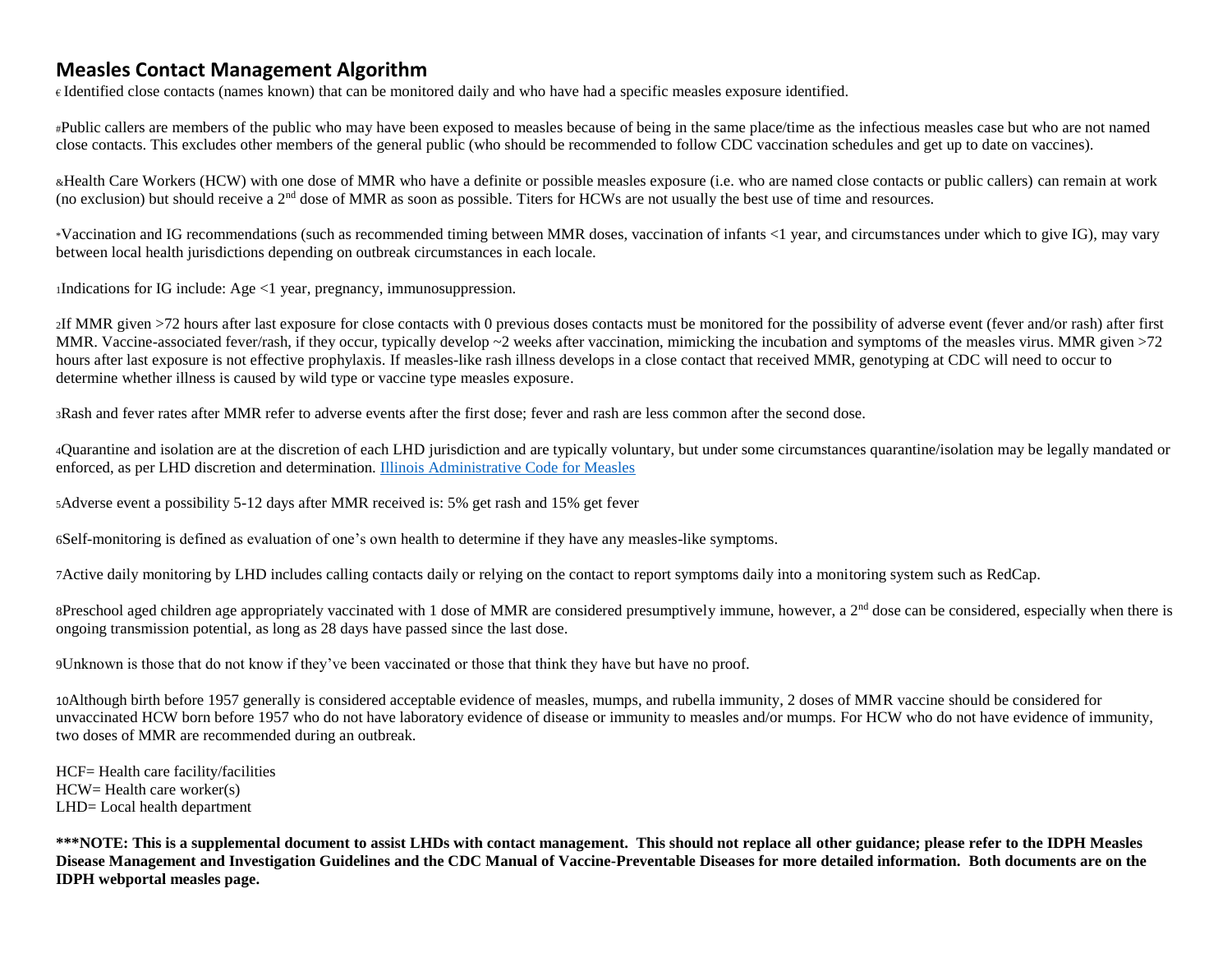## Measles Contact Management Algorithm

€ Identified close contacts (names known) that can be monitored daily and who have had a specific measles exposure identified.

#Public callers are members of the public who may have been exposed to measles because of being in the same place/time as the infectious measles case but who are not named close contacts. This excludes other members of the general public (who should be recommended to follow CDC vaccination schedules and get up to date on vaccines).

&Health Care Workers (HCW) with one dose of MMR who have a definite or possible measles exposure (i.e. who are named close contacts or public callers) can remain at work (no exclusion) but should receive a 2nd dose of MMR as soon as possible. Titers for HCWs are not usually the best use of time and resources.

*Vaccination and IG recommendations (such as recommended timing between MMR doses, vaccination of infants <1 year, and circumstances under which to give IG), may vary between local health jurisdictions depending on outbreak circumstances in each locale.

1Indications for IG include: Age <1 year, pregnancy, immunosuppression.

2If MMR given >72 hours after last exposure for close contacts with 0 previous doses contacts must be monitored for the possibility of adverse event (fever and/or rash) after first MMR. Vaccine-associated fever/rash, if they occur, typically develop ~2 weeks after vaccination, mimicking the incubation and symptoms of the measles virus. MMR given >72 hours after last exposure is not effective prophylaxis. If measles-like rash illness develops in a close contact that received MMR, genotyping at CDC will need to occur to determine whether illness is caused by wild type or vaccine type measles exposure.

3Rash and fever rates after MMR refer to adverse events after the first dose; fever and rash are less common after the second dose.

4Quarantine and isolation are at the discretion of each LHD jurisdiction and are typically voluntary, but under some circumstances quarantine/isolation may be legally mandated or enforced, as per LHD discretion and determination. Illinois Administrative Code for Measles

5Adverse event a possibility 5-12 days after MMR received is: 5% get rash and 15% get fever

6Self-monitoring is defined as evaluation of one's own health to determine if they have any measles-like symptoms.

7Active daily monitoring by LHD includes calling contacts daily or relying on the contact to report symptoms daily into a monitoring system such as RedCap.

8Preschool aged children age appropriately vaccinated with 1 dose of MMR are considered presumptively immune, however, a 2nd dose can be considered, especially when there is ongoing transmission potential, as long as 28 days have passed since the last dose.

9Unknown is those that do not know if they've been vaccinated or those that think they have but have no proof.

10Although birth before 1957 generally is considered acceptable evidence of measles, mumps, and rubella immunity, 2 doses of MMR vaccine should be considered for unvaccinated HCW born before 1957 who do not have laboratory evidence of disease or immunity to measles and/or mumps. For HCW who do not have evidence of immunity, two doses of MMR are recommended during an outbreak.

HCF= Health care facility/facilities
HCW= Health care worker(s)
LHD= Local health department

**\*\*\*NOTE: This is a supplemental document to assist LHDs with contact management. This should not replace all other guidance; please refer to the IDPH Measles Disease Management and Investigation Guidelines and the CDC Manual of Vaccine-Preventable Diseases for more detailed information. Both documents are on the IDPH webportal measles page.**